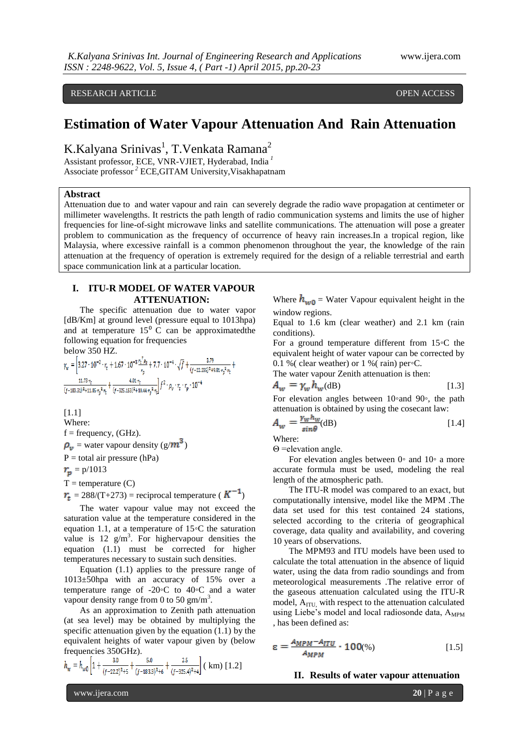RESEARCH ARTICLE OPEN ACCESS

# Estimation of Water Vapour Attenuation And Rain Attenuation

K.Kalyana Srinivas[1], T.Venkata Ramana[2]

Assistant professor, ECE, VNR-VJIET, Hyderabad, India [1]
Associate professor [2] ECE,GITAM University,Visakhapatnam

## Abstract

Attenuation due to and water vapour and rain can severely degrade the radio wave propagation at centimeter or millimeter wavelengths. It restricts the path length of radio communication systems and limits the use of higher frequencies for line-of-sight microwave links and satellite communications. The attenuation will pose a greater problem to communication as the frequency of occurrence of heavy rain increases.In a tropical region, like Malaysia, where excessive rainfall is a common phenomenon throughout the year, the knowledge of the rain attenuation at the frequency of operation is extremely required for the design of a reliable terrestrial and earth space communication link at a particular location.

## I. ITU-R MODEL OF WATER VAPOUR ATTENUATION:

The specific attenuation due to water vapor [dB/Km] at ground level (pressure equal to 1013hpa) and at temperature $15^0$ C can be approximatedthe following equation for frequencies below 350 HZ.

$$\gamma_w = \left[3.27\cdot10^{-2}\cdot r_t + 1.67\cdot10^{-3}\frac{r_t^7 \rho_v}{r_p} + 7.7\cdot10^{-4}\cdot\sqrt{f} + \frac{3.79}{(f-22.235)^2+9.81\cdot r_p^2 \cdot r_t} + \frac{11.73\cdot r_t}{(f-183.31)^2+11.85\cdot r_p^2 \cdot r_t} + \frac{4.01\cdot r_t}{(f-325.153)^2+10.44\cdot r_p^2 \cdot r_t}\right] f^2\cdot\rho_v\cdot r_t\cdot r_p\cdot10^{-4}$$

[1.1]

Where:

f = frequency, (GHz).

$\rho_v$ = water vapour density (g/$m^3$)

P = total air pressure (hPa)

$r_p$ = p/1013

T = temperature (C)

$r_t$ = 288/(T+273) = reciprocal temperature ( $K^{-1}$)

The water vapour value may not exceed the saturation value at the temperature considered in the equation 1.1, at a temperature of 15◦C the saturation value is 12 g/m$^3$. For highervapour densities the equation (1.1) must be corrected for higher temperatures necessary to sustain such densities.

Equation (1.1) applies to the pressure range of 1013±50hpa with an accuracy of 15% over a temperature range of -20◦C to 40◦C and a water vapour density range from 0 to 50 gm/m$^3$.

As an approximation to Zenith path attenuation (at sea level) may be obtained by multiplying the specific attenuation given by the equation (1.1) by the equivalent heights of water vapour given by (below frequencies 350GHz).

$$h_w = h_{w0}\left[1+\frac{3.0}{(f-22.2)^2+5}+\frac{5.0}{(f-183.3)^2+6}+\frac{2.5}{(f-325.4)^2+4}\right] \text{ ( km) [1.2]}$$

Where $h_{w0}$ = Water Vapour equivalent height in the window regions.

Equal to 1.6 km (clear weather) and 2.1 km (rain conditions).

For a ground temperature different from 15◦C the equivalent height of water vapour can be corrected by 0.1 %( clear weather) or 1 %( rain) per◦C.

The water vapour Zenith attenuation is then:

$$A_w = \gamma_w h_w \text{(dB)} \quad [1.3]$$

For elevation angles between 10◦and 90◦, the path attenuation is obtained by using the cosecant law:

$$A_w = \frac{\gamma_w h_w}{\sin\theta} \text{(dB)} \quad [1.4]$$

Where:

Θ =elevation angle.

For elevation angles between 0◦ and 10◦ a more accurate formula must be used, modeling the real length of the atmospheric path.

The ITU-R model was compared to an exact, but computationally intensive, model like the MPM .The data set used for this test contained 24 stations, selected according to the criteria of geographical coverage, data quality and availability, and covering 10 years of observations.

The MPM93 and ITU models have been used to calculate the total attenuation in the absence of liquid water, using the data from radio soundings and from meteorological measurements .The relative error of the gaseous attenuation calculated using the ITU-R model, $A_{ITU}$, with respect to the attenuation calculated using Liebe's model and local radiosonde data, $A_{MPM}$ , has been defined as:

$$\varepsilon = \frac{A_{MPM} - A_{ITU}}{A_{MPM}}\cdot 100(\%) \quad [1.5]$$

## II. Results of water vapour attenuation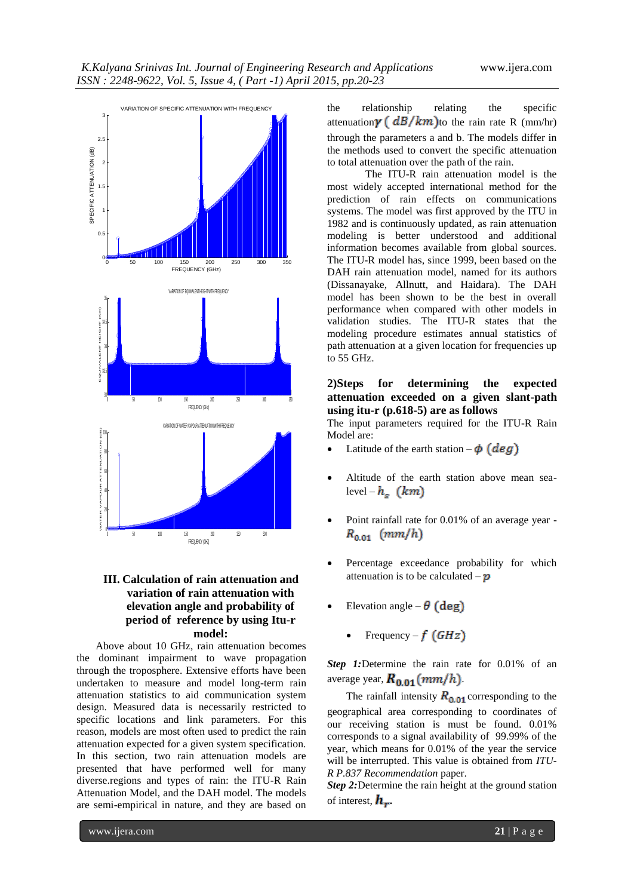## III. Calculation of rain attenuation and variation of rain attenuation with elevation angle and probability of period of reference by using Itu-r model:

Above about 10 GHz, rain attenuation becomes the dominant impairment to wave propagation through the troposphere. Extensive efforts have been undertaken to measure and model long-term rain attenuation statistics to aid communication system design. Measured data is necessarily restricted to specific locations and link parameters. For this reason, models are most often used to predict the rain attenuation expected for a given system specification. In this section, two rain attenuation models are presented that have performed well for many diverse.regions and types of rain: the ITU-R Rain Attenuation Model, and the DAH model. The models are semi-empirical in nature, and they are based on the relationship relating the specific attenuation $\gamma$ $(dB/km)$ to the rain rate R (mm/hr) through the parameters a and b. The models differ in the methods used to convert the specific attenuation to total attenuation over the path of the rain.

The ITU-R rain attenuation model is the most widely accepted international method for the prediction of rain effects on communications systems. The model was first approved by the ITU in 1982 and is continuously updated, as rain attenuation modeling is better understood and additional information becomes available from global sources. The ITU-R model has, since 1999, been based on the DAH rain attenuation model, named for its authors (Dissanayake, Allnutt, and Haidara). The DAH model has been shown to be the best in overall performance when compared with other models in validation studies. The ITU-R states that the modeling procedure estimates annual statistics of path attenuation at a given location for frequencies up to 55 GHz.

### 2)Steps for determining the expected attenuation exceeded on a given slant-path using itu-r (p.618-5) are as follows

The input parameters required for the ITU-R Rain Model are:

- Latitude of the earth station – $\phi$ $(deg)$
- Altitude of the earth station above mean sea-level – $h_s$ $(km)$
- Point rainfall rate for 0.01% of an average year - $R_{0.01}$ $(mm/h)$
- Percentage exceedance probability for which attenuation is to be calculated – $p$
- Elevation angle – $\theta$ $(\deg)$
- Frequency – $f$ $(GHz)$

***Step 1:***Determine the rain rate for 0.01% of an average year, $R_{0.01}$ $(mm/h)$.

The rainfall intensity $R_{0.01}$ corresponding to the geographical area corresponding to coordinates of our receiving station is must be found. 0.01% corresponds to a signal availability of 99.99% of the year, which means for 0.01% of the year the service will be interrupted. This value is obtained from *ITU-R P.837 Recommendation* paper.

***Step 2:***Determine the rain height at the ground station of interest, $h_r$.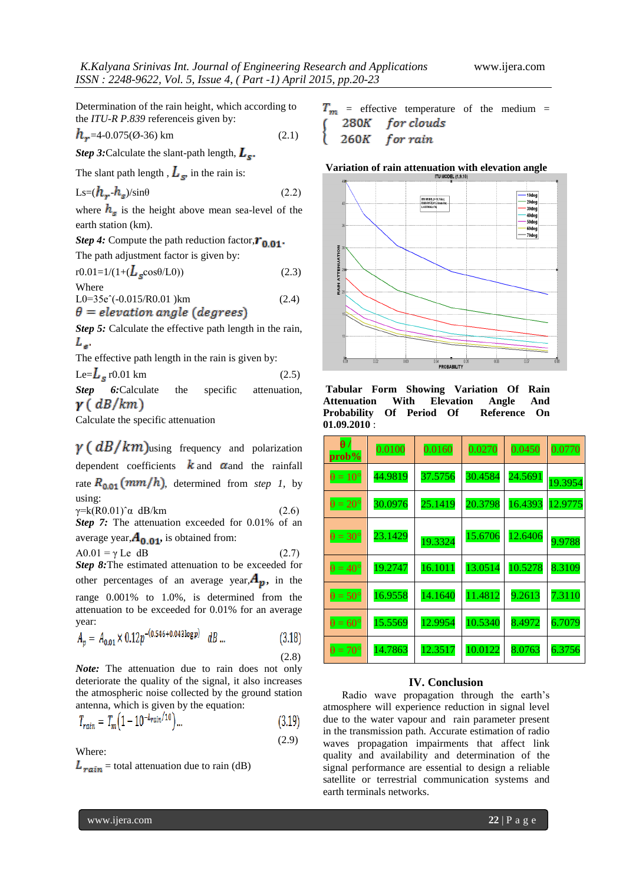Determination of the rain height, which according to the *ITU-R P.839* referenceis given by:

$h_r$=4-0.075(Ø-36) km (2.1)

***Step 3:*** Calculate the slant-path length, $L_s$.

The slant path length , $L_s$, in the rain is:

Ls=($h_r$-$h_s$)/sinθ (2.2)

where $h_s$ is the height above mean sea-level of the earth station (km).

***Step 4:*** Compute the path reduction factor, $r_{0.01}$.

The path adjustment factor is given by:

r0.01=1/(1+($L_s$cosθ/L0)) (2.3)

Where

L0=35e^(-0.015/R0.01 )km (2.4)

$\theta = elevation\ angle\ (degrees)$

***Step 5:*** Calculate the effective path length in the rain, $L_e$.

The effective path length in the rain is given by:

Le=$L_s$ r0.01 km (2.5)

***Step 6:*** Calculate the specific attenuation, $\gamma\ (dB/km)$

Calculate the specific attenuation

$\gamma\ (dB/km)$ using frequency and polarization dependent coefficients $k$ and $\alpha$ and the rainfall rate $R_{0.01}\ (mm/h)$, determined from *step 1*, by using:

γ=k(R0.01)^α dB/km (2.6)

***Step 7:*** The attenuation exceeded for 0.01% of an average year, $A_{0.01}$, is obtained from:

A0.01 = γ Le dB (2.7)

***Step 8:*** The estimated attenuation to be exceeded for other percentages of an average year, $A_p$, in the range 0.001% to 1.0%, is determined from the attenuation to be exceeded for 0.01% for an average year:

$$A_p = A_{0.01} \times 0.12 p^{-(0.546+0.043\log p)}\ dB \ldots \quad (3.18)$$

(2.8)

***Note:*** The attenuation due to rain does not only deteriorate the quality of the signal, it also increases the atmospheric noise collected by the ground station antenna, which is given by the equation:

$$T_{rain} = T_m\left(1 - 10^{-L_{rain}/10}\right) \ldots \quad (3.19)$$

(2.9)

Where:

$L_{rain}$ = total attenuation due to rain (dB)

$T_m$ = effective temperature of the medium = $\begin{cases} 280K & for\ clouds \\ 260K & for\ rain \end{cases}$

**Variation of rain attenuation with elevation angle**

**Tabular Form Showing Variation Of Rain Attenuation With Elevation Angle And Probability Of Period Of Reference On 01.09.2010 :**

| θ / prob% | 0.0100 | 0.0160 | 0.0270 | 0.0450 | 0.0770 |
|---|---|---|---|---|---|
| θ = 10° | 44.9819 | 37.5756 | 30.4584 | 24.5691 | 19.3954 |
| θ = 20° | 30.0976 | 25.1419 | 20.3798 | 16.4393 | 12.9775 |
| θ = 30° | 23.1429 | 19.3324 | 15.6706 | 12.6406 | 9.9788 |
| θ = 40° | 19.2747 | 16.1011 | 13.0514 | 10.5278 | 8.3109 |
| θ = 50° | 16.9558 | 14.1640 | 11.4812 | 9.2613 | 7.3110 |
| θ = 60° | 15.5569 | 12.9954 | 10.5340 | 8.4972 | 6.7079 |
| θ = 70° | 14.7863 | 12.3517 | 10.0122 | 8.0763 | 6.3756 |

## IV. Conclusion

Radio wave propagation through the earth's atmosphere will experience reduction in signal level due to the water vapour and rain parameter present in the transmission path. Accurate estimation of radio waves propagation impairments that affect link quality and availability and determination of the signal performance are essential to design a reliable satellite or terrestrial communication systems and earth terminals networks.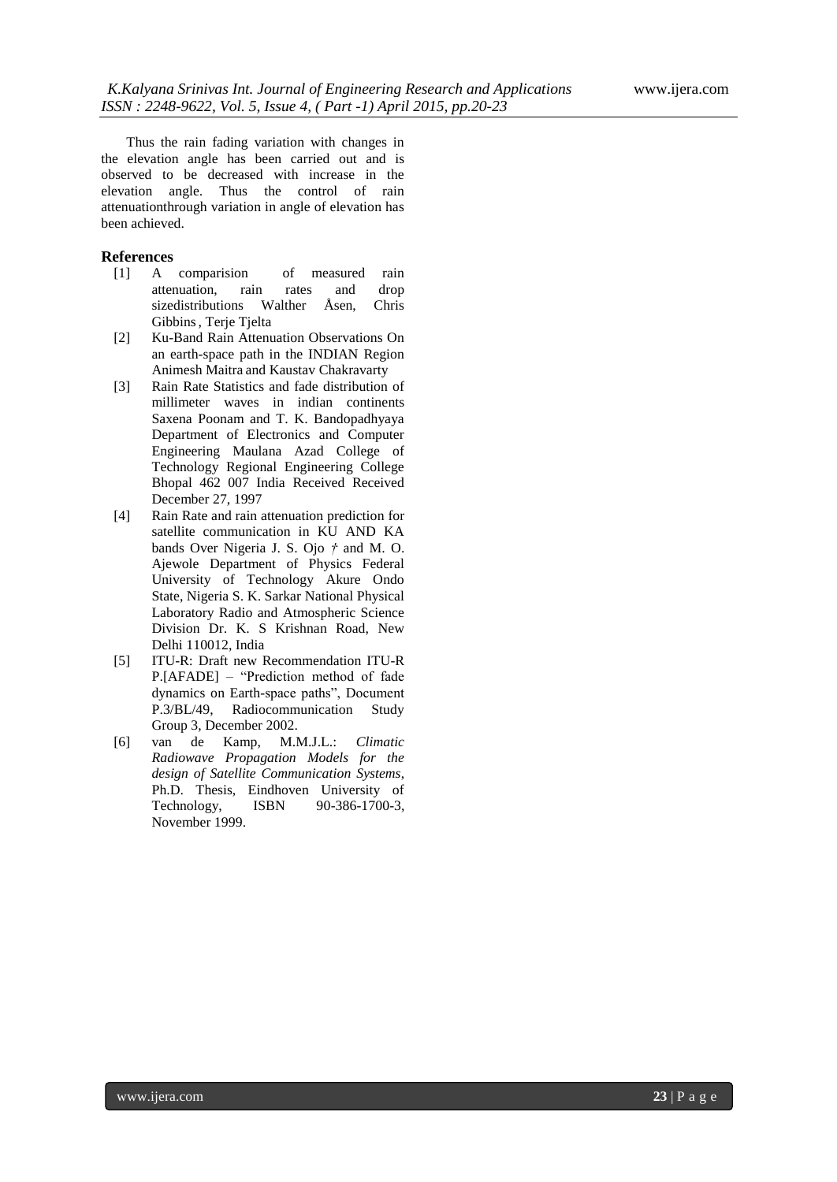Thus the rain fading variation with changes in the elevation angle has been carried out and is observed to be decreased with increase in the elevation angle. Thus the control of rain attenuationthrough variation in angle of elevation has been achieved.

## References

[1] A comparision of measured rain attenuation, rain rates and drop sizedistributions Walther Åsen, Chris Gibbins, Terje Tjelta

[2] Ku-Band Rain Attenuation Observations On an earth-space path in the INDIAN Region Animesh Maitra and Kaustav Chakravarty

[3] Rain Rate Statistics and fade distribution of millimeter waves in indian continents Saxena Poonam and T. K. Bandopadhyaya Department of Electronics and Computer Engineering Maulana Azad College of Technology Regional Engineering College Bhopal 462 007 India Received Received December 27, 1997

[4] Rain Rate and rain attenuation prediction for satellite communication in KU AND KA bands Over Nigeria J. S. Ojo † and M. O. Ajewole Department of Physics Federal University of Technology Akure Ondo State, Nigeria S. K. Sarkar National Physical Laboratory Radio and Atmospheric Science Division Dr. K. S Krishnan Road, New Delhi 110012, India

[5] ITU-R: Draft new Recommendation ITU-R P.[AFADE] – "Prediction method of fade dynamics on Earth-space paths", Document P.3/BL/49, Radiocommunication Study Group 3, December 2002.

[6] van de Kamp, M.M.J.L.: *Climatic Radiowave Propagation Models for the design of Satellite Communication Systems*, Ph.D. Thesis, Eindhoven University of Technology, ISBN 90-386-1700-3, November 1999.